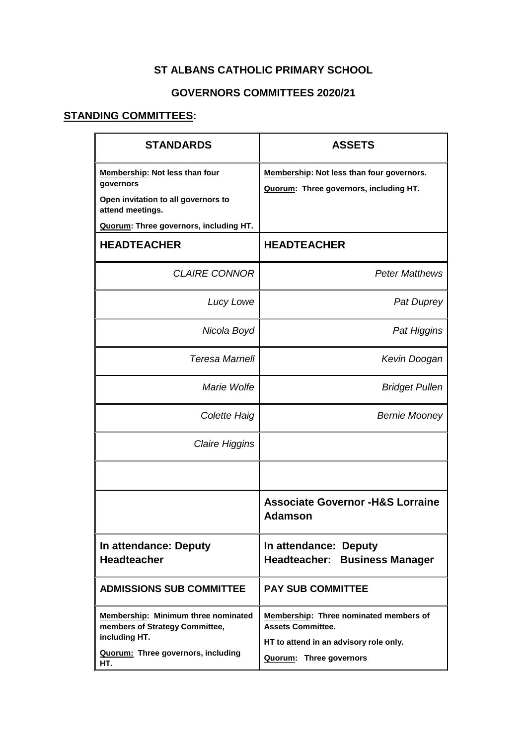**ST ALBANS CATHOLIC PRIMARY SCHOOL**

**GOVERNORS COMMITTEES 2020/21**

**STANDING COMMITTEES:**

| STANDARDS | ASSETS |
|---|---|
| **Membership: Not less than four governors**<br>**Open invitation to all governors to attend meetings.**<br>**Quorum: Three governors, including HT.** | **Membership: Not less than four governors.**<br>**Quorum: Three governors, including HT.** |
| **HEADTEACHER** | **HEADTEACHER** |
| *CLAIRE CONNOR* | *Peter Matthews* |
| *Lucy Lowe* | *Pat Duprey* |
| *Nicola Boyd* | *Pat Higgins* |
| *Teresa Marnell* | *Kevin Doogan* |
| *Marie Wolfe* | *Bridget Pullen* |
| *Colette Haig* | *Bernie Mooney* |
| *Claire Higgins* | |
| | |
| | **Associate Governor -H&S Lorraine Adamson** |
| **In attendance: Deputy Headteacher** | **In attendance: Deputy Headteacher: Business Manager** |
| **ADMISSIONS SUB COMMITTEE** | **PAY SUB COMMITTEE** |
| **Membership: Minimum three nominated members of Strategy Committee, including HT.**<br>**Quorum: Three governors, including HT.** | **Membership: Three nominated members of Assets Committee.**<br>**HT to attend in an advisory role only.**<br>**Quorum: Three governors** |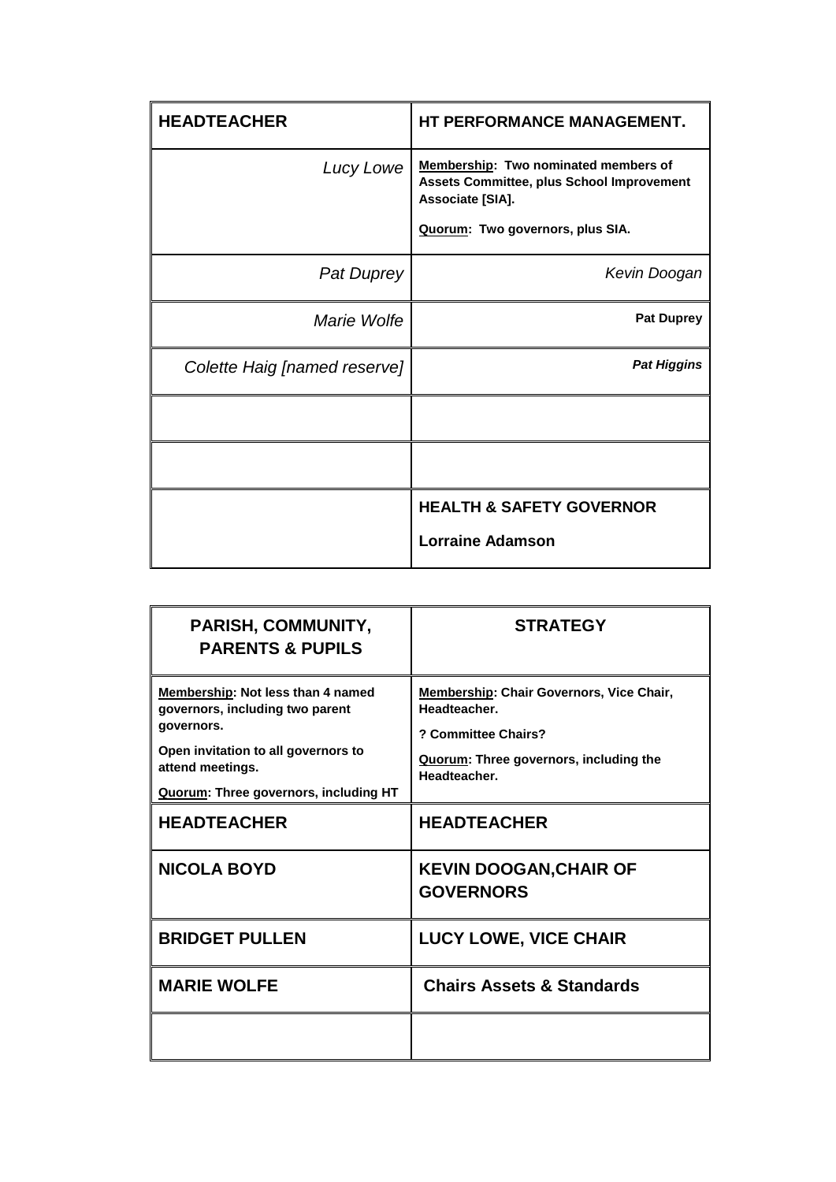| HEADTEACHER | HT PERFORMANCE MANAGEMENT. |
|---|---|
| *Lucy Lowe* | **<u>Membership</u>: Two nominated members of Assets Committee, plus School Improvement Associate [SIA].** <br> **<u>Quorum</u>: Two governors, plus SIA.** |
| *Pat Duprey* | *Kevin Doogan* |
| *Marie Wolfe* | **Pat Duprey** |
| *Colette Haig [named reserve]* | ***Pat Higgins*** |
| | |
| | |
| | **HEALTH & SAFETY GOVERNOR** <br> **Lorraine Adamson** |

| PARISH, COMMUNITY, PARENTS & PUPILS | STRATEGY |
|---|---|
| **<u>Membership</u>: Not less than 4 named governors, including two parent governors.** <br> **Open invitation to all governors to attend meetings.** <br> **<u>Quorum</u>: Three governors, including HT** | **<u>Membership</u>: Chair Governors, Vice Chair, Headteacher.** <br> **? Committee Chairs?** <br> **<u>Quorum</u>: Three governors, including the Headteacher.** |
| **HEADTEACHER** | **HEADTEACHER** |
| **NICOLA BOYD** | **KEVIN DOOGAN,CHAIR OF GOVERNORS** |
| **BRIDGET PULLEN** | **LUCY LOWE, VICE CHAIR** |
| **MARIE WOLFE** | **Chairs Assets & Standards** |
| | |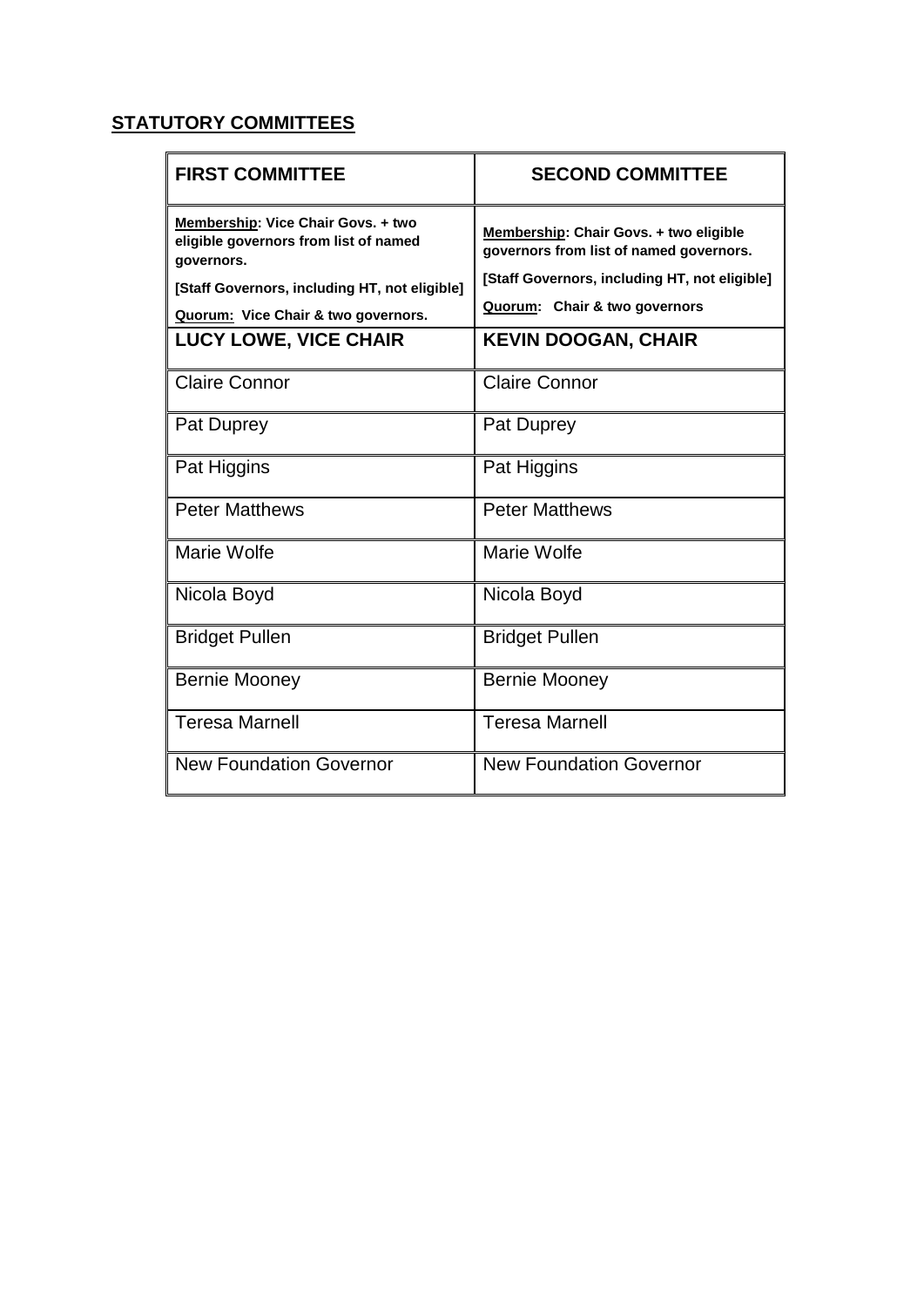## STATUTORY COMMITTEES

| FIRST COMMITTEE | SECOND COMMITTEE |
| --- | --- |
| **Membership: Vice Chair Govs. + two eligible governors from list of named governors.** **[Staff Governors, including HT, not eligible]** **Quorum: Vice Chair & two governors.** | **Membership: Chair Govs. + two eligible governors from list of named governors.** **[Staff Governors, including HT, not eligible]** **Quorum: Chair & two governors** |
| **LUCY LOWE, VICE CHAIR** | **KEVIN DOOGAN, CHAIR** |
| Claire Connor | Claire Connor |
| Pat Duprey | Pat Duprey |
| Pat Higgins | Pat Higgins |
| Peter Matthews | Peter Matthews |
| Marie Wolfe | Marie Wolfe |
| Nicola Boyd | Nicola Boyd |
| Bridget Pullen | Bridget Pullen |
| Bernie Mooney | Bernie Mooney |
| Teresa Marnell | Teresa Marnell |
| New Foundation Governor | New Foundation Governor |